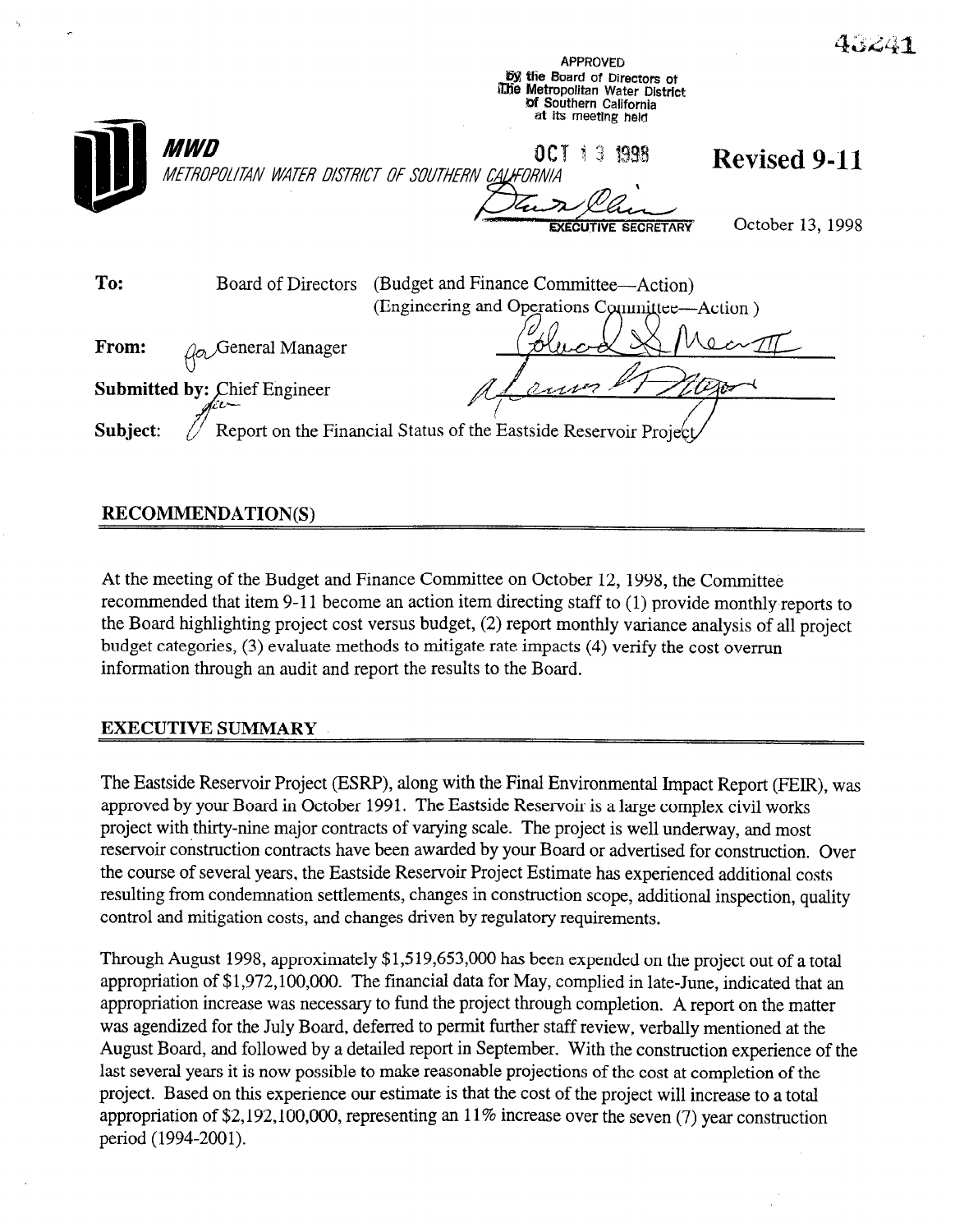43241

APPROVED
by the Board of Directors of
The Metropolitan Water District
of Southern California
at its meeting held

OCT 13 1998

EXECUTIVE SECRETARY

**MWD**
*METROPOLITAN WATER DISTRICT OF SOUTHERN CALIFORNIA*

**Revised 9-11**

October 13, 1998

**To:** Board of Directors (Budget and Finance Committee—Action)
(Engineering and Operations Committee—Action)

**From:** General Manager

**Submitted by:** Chief Engineer

**Subject:** Report on the Financial Status of the Eastside Reservoir Project

## RECOMMENDATION(S)

At the meeting of the Budget and Finance Committee on October 12, 1998, the Committee recommended that item 9-11 become an action item directing staff to (1) provide monthly reports to the Board highlighting project cost versus budget, (2) report monthly variance analysis of all project budget categories, (3) evaluate methods to mitigate rate impacts (4) verify the cost overrun information through an audit and report the results to the Board.

## EXECUTIVE SUMMARY

The Eastside Reservoir Project (ESRP), along with the Final Environmental Impact Report (FEIR), was approved by your Board in October 1991. The Eastside Reservoir is a large complex civil works project with thirty-nine major contracts of varying scale. The project is well underway, and most reservoir construction contracts have been awarded by your Board or advertised for construction. Over the course of several years, the Eastside Reservoir Project Estimate has experienced additional costs resulting from condemnation settlements, changes in construction scope, additional inspection, quality control and mitigation costs, and changes driven by regulatory requirements.

Through August 1998, approximately $1,519,653,000 has been expended on the project out of a total appropriation of $1,972,100,000. The financial data for May, complied in late-June, indicated that an appropriation increase was necessary to fund the project through completion. A report on the matter was agendized for the July Board, deferred to permit further staff review, verbally mentioned at the August Board, and followed by a detailed report in September. With the construction experience of the last several years it is now possible to make reasonable projections of the cost at completion of the project. Based on this experience our estimate is that the cost of the project will increase to a total appropriation of $2,192,100,000, representing an 11% increase over the seven (7) year construction period (1994-2001).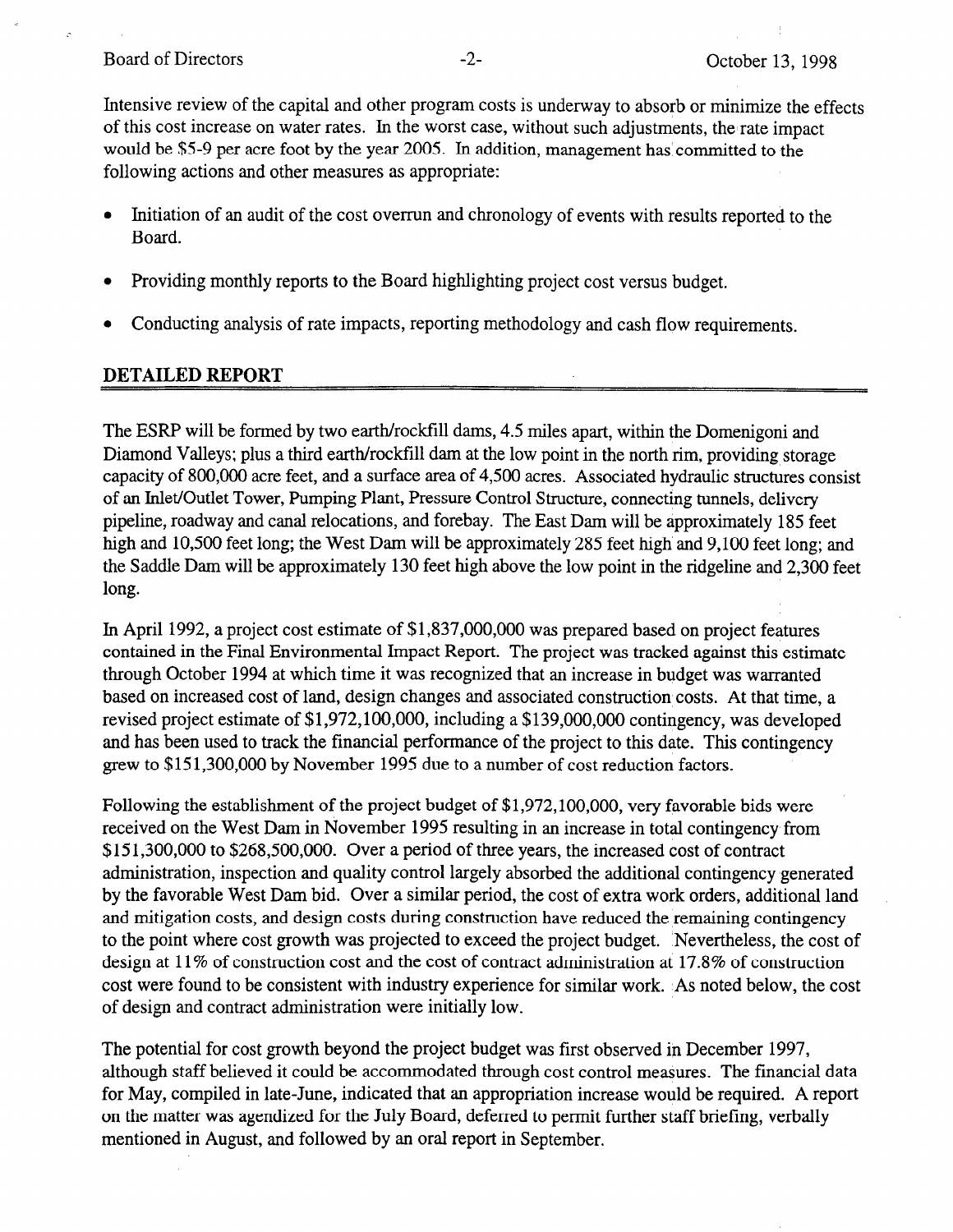Intensive review of the capital and other program costs is underway to absorb or minimize the effects of this cost increase on water rates. In the worst case, without such adjustments, the rate impact would be $5-9 per acre foot by the year 2005. In addition, management has committed to the following actions and other measures as appropriate:

- Initiation of an audit of the cost overrun and chronology of events with results reported to the Board.
- Providing monthly reports to the Board highlighting project cost versus budget.
- Conducting analysis of rate impacts, reporting methodology and cash flow requirements.

## DETAILED REPORT

The ESRP will be formed by two earth/rockfill dams, 4.5 miles apart, within the Domenigoni and Diamond Valleys; plus a third earth/rockfill dam at the low point in the north rim, providing storage capacity of 800,000 acre feet, and a surface area of 4,500 acres. Associated hydraulic structures consist of an Inlet/Outlet Tower, Pumping Plant, Pressure Control Structure, connecting tunnels, delivery pipeline, roadway and canal relocations, and forebay. The East Dam will be approximately 185 feet high and 10,500 feet long; the West Dam will be approximately 285 feet high and 9,100 feet long; and the Saddle Dam will be approximately 130 feet high above the low point in the ridgeline and 2,300 feet long.

In April 1992, a project cost estimate of $1,837,000,000 was prepared based on project features contained in the Final Environmental Impact Report. The project was tracked against this estimate through October 1994 at which time it was recognized that an increase in budget was warranted based on increased cost of land, design changes and associated construction costs. At that time, a revised project estimate of $1,972,100,000, including a $139,000,000 contingency, was developed and has been used to track the financial performance of the project to this date. This contingency grew to $151,300,000 by November 1995 due to a number of cost reduction factors.

Following the establishment of the project budget of $1,972,100,000, very favorable bids were received on the West Dam in November 1995 resulting in an increase in total contingency from $151,300,000 to $268,500,000. Over a period of three years, the increased cost of contract administration, inspection and quality control largely absorbed the additional contingency generated by the favorable West Dam bid. Over a similar period, the cost of extra work orders, additional land and mitigation costs, and design costs during construction have reduced the remaining contingency to the point where cost growth was projected to exceed the project budget. Nevertheless, the cost of design at 11% of construction cost and the cost of contract administration at 17.8% of construction cost were found to be consistent with industry experience for similar work. As noted below, the cost of design and contract administration were initially low.

The potential for cost growth beyond the project budget was first observed in December 1997, although staff believed it could be accommodated through cost control measures. The financial data for May, compiled in late-June, indicated that an appropriation increase would be required. A report on the matter was agendized for the July Board, deferred to permit further staff briefing, verbally mentioned in August, and followed by an oral report in September.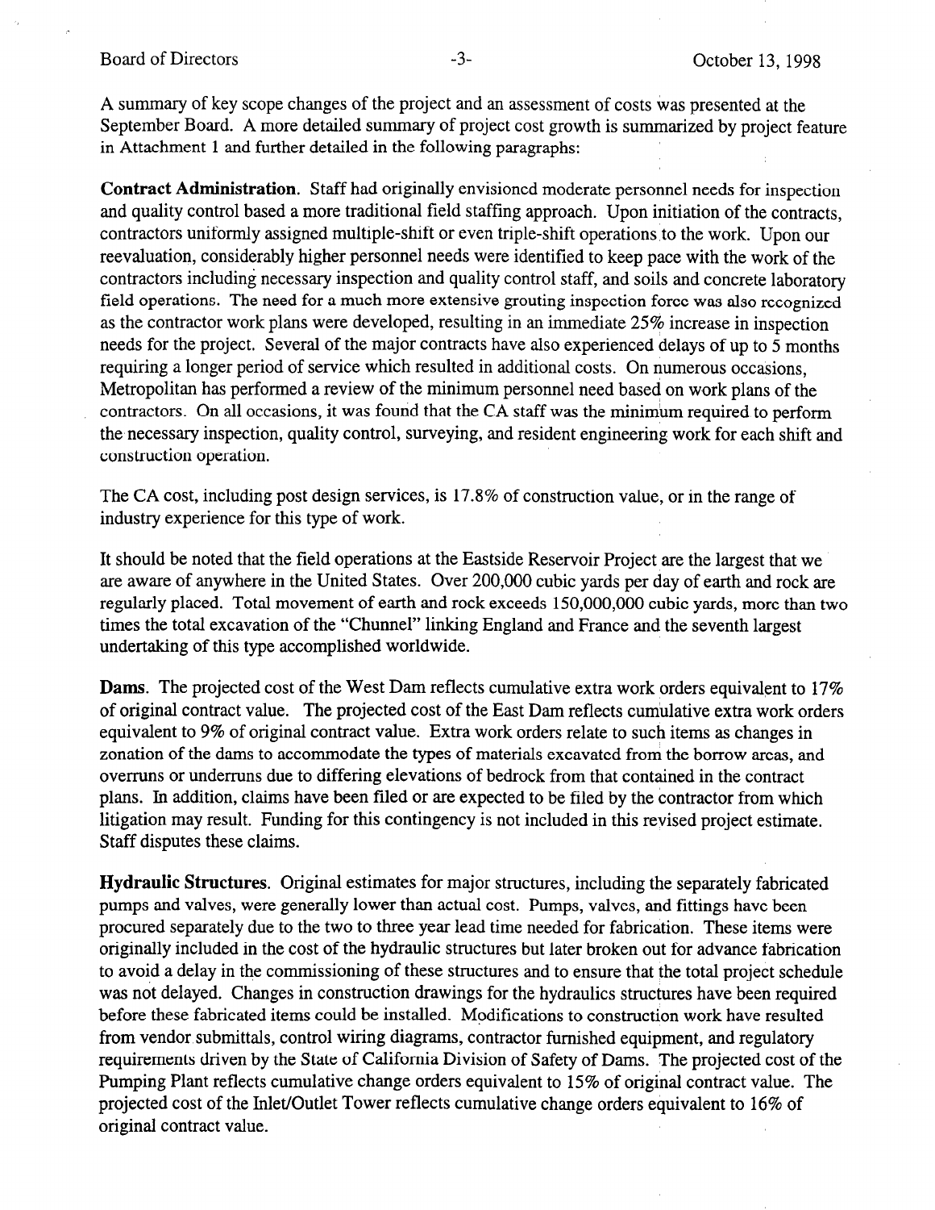A summary of key scope changes of the project and an assessment of costs was presented at the September Board. A more detailed summary of project cost growth is summarized by project feature in Attachment 1 and further detailed in the following paragraphs:

**Contract Administration**. Staff had originally envisioned moderate personnel needs for inspection and quality control based a more traditional field staffing approach. Upon initiation of the contracts, contractors uniformly assigned multiple-shift or even triple-shift operations to the work. Upon our reevaluation, considerably higher personnel needs were identified to keep pace with the work of the contractors including necessary inspection and quality control staff, and soils and concrete laboratory field operations. The need for a much more extensive grouting inspection force was also recognized as the contractor work plans were developed, resulting in an immediate 25% increase in inspection needs for the project. Several of the major contracts have also experienced delays of up to 5 months requiring a longer period of service which resulted in additional costs. On numerous occasions, Metropolitan has performed a review of the minimum personnel need based on work plans of the contractors. On all occasions, it was found that the CA staff was the minimum required to perform the necessary inspection, quality control, surveying, and resident engineering work for each shift and construction operation.

The CA cost, including post design services, is 17.8% of construction value, or in the range of industry experience for this type of work.

It should be noted that the field operations at the Eastside Reservoir Project are the largest that we are aware of anywhere in the United States. Over 200,000 cubic yards per day of earth and rock are regularly placed. Total movement of earth and rock exceeds 150,000,000 cubic yards, more than two times the total excavation of the "Chunnel" linking England and France and the seventh largest undertaking of this type accomplished worldwide.

**Dams**. The projected cost of the West Dam reflects cumulative extra work orders equivalent to 17% of original contract value. The projected cost of the East Dam reflects cumulative extra work orders equivalent to 9% of original contract value. Extra work orders relate to such items as changes in zonation of the dams to accommodate the types of materials excavated from the borrow areas, and overruns or underruns due to differing elevations of bedrock from that contained in the contract plans. In addition, claims have been filed or are expected to be filed by the contractor from which litigation may result. Funding for this contingency is not included in this revised project estimate. Staff disputes these claims.

**Hydraulic Structures**. Original estimates for major structures, including the separately fabricated pumps and valves, were generally lower than actual cost. Pumps, valves, and fittings have been procured separately due to the two to three year lead time needed for fabrication. These items were originally included in the cost of the hydraulic structures but later broken out for advance fabrication to avoid a delay in the commissioning of these structures and to ensure that the total project schedule was not delayed. Changes in construction drawings for the hydraulics structures have been required before these fabricated items could be installed. Modifications to construction work have resulted from vendor submittals, control wiring diagrams, contractor furnished equipment, and regulatory requirements driven by the State of California Division of Safety of Dams. The projected cost of the Pumping Plant reflects cumulative change orders equivalent to 15% of original contract value. The projected cost of the Inlet/Outlet Tower reflects cumulative change orders equivalent to 16% of original contract value.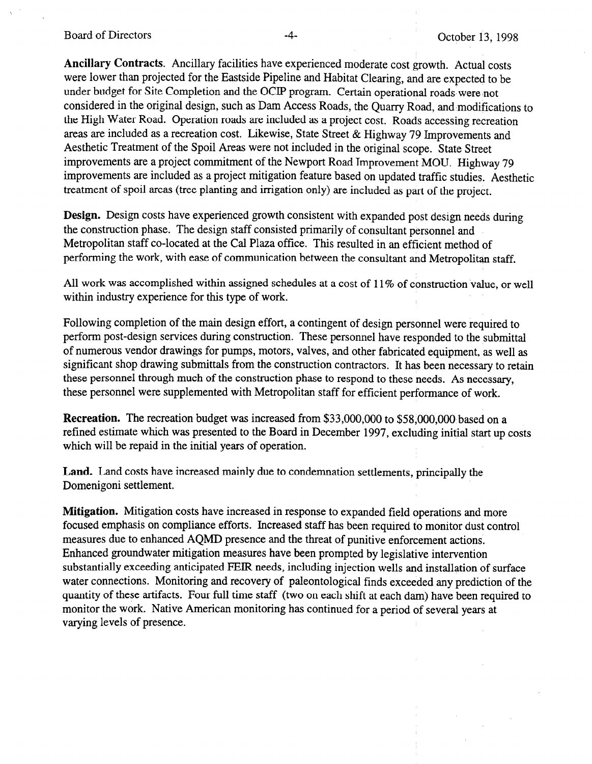**Ancillary Contracts.** Ancillary facilities have experienced moderate cost growth. Actual costs were lower than projected for the Eastside Pipeline and Habitat Clearing, and are expected to be under budget for Site Completion and the OCIP program. Certain operational roads were not considered in the original design, such as Dam Access Roads, the Quarry Road, and modifications to the High Water Road. Operation roads are included as a project cost. Roads accessing recreation areas are included as a recreation cost. Likewise, State Street & Highway 79 Improvements and Aesthetic Treatment of the Spoil Areas were not included in the original scope. State Street improvements are a project commitment of the Newport Road Improvement MOU. Highway 79 improvements are included as a project mitigation feature based on updated traffic studies. Aesthetic treatment of spoil areas (tree planting and irrigation only) are included as part of the project.

**Design.** Design costs have experienced growth consistent with expanded post design needs during the construction phase. The design staff consisted primarily of consultant personnel and Metropolitan staff co-located at the Cal Plaza office. This resulted in an efficient method of performing the work, with ease of communication between the consultant and Metropolitan staff.

All work was accomplished within assigned schedules at a cost of 11% of construction value, or well within industry experience for this type of work.

Following completion of the main design effort, a contingent of design personnel were required to perform post-design services during construction. These personnel have responded to the submittal of numerous vendor drawings for pumps, motors, valves, and other fabricated equipment, as well as significant shop drawing submittals from the construction contractors. It has been necessary to retain these personnel through much of the construction phase to respond to these needs. As necessary, these personnel were supplemented with Metropolitan staff for efficient performance of work.

**Recreation.** The recreation budget was increased from $33,000,000 to $58,000,000 based on a refined estimate which was presented to the Board in December 1997, excluding initial start up costs which will be repaid in the initial years of operation.

**Land.** Land costs have increased mainly due to condemnation settlements, principally the Domenigoni settlement.

**Mitigation.** Mitigation costs have increased in response to expanded field operations and more focused emphasis on compliance efforts. Increased staff has been required to monitor dust control measures due to enhanced AQMD presence and the threat of punitive enforcement actions. Enhanced groundwater mitigation measures have been prompted by legislative intervention substantially exceeding anticipated FEIR needs, including injection wells and installation of surface water connections. Monitoring and recovery of paleontological finds exceeded any prediction of the quantity of these artifacts. Four full time staff (two on each shift at each dam) have been required to monitor the work. Native American monitoring has continued for a period of several years at varying levels of presence.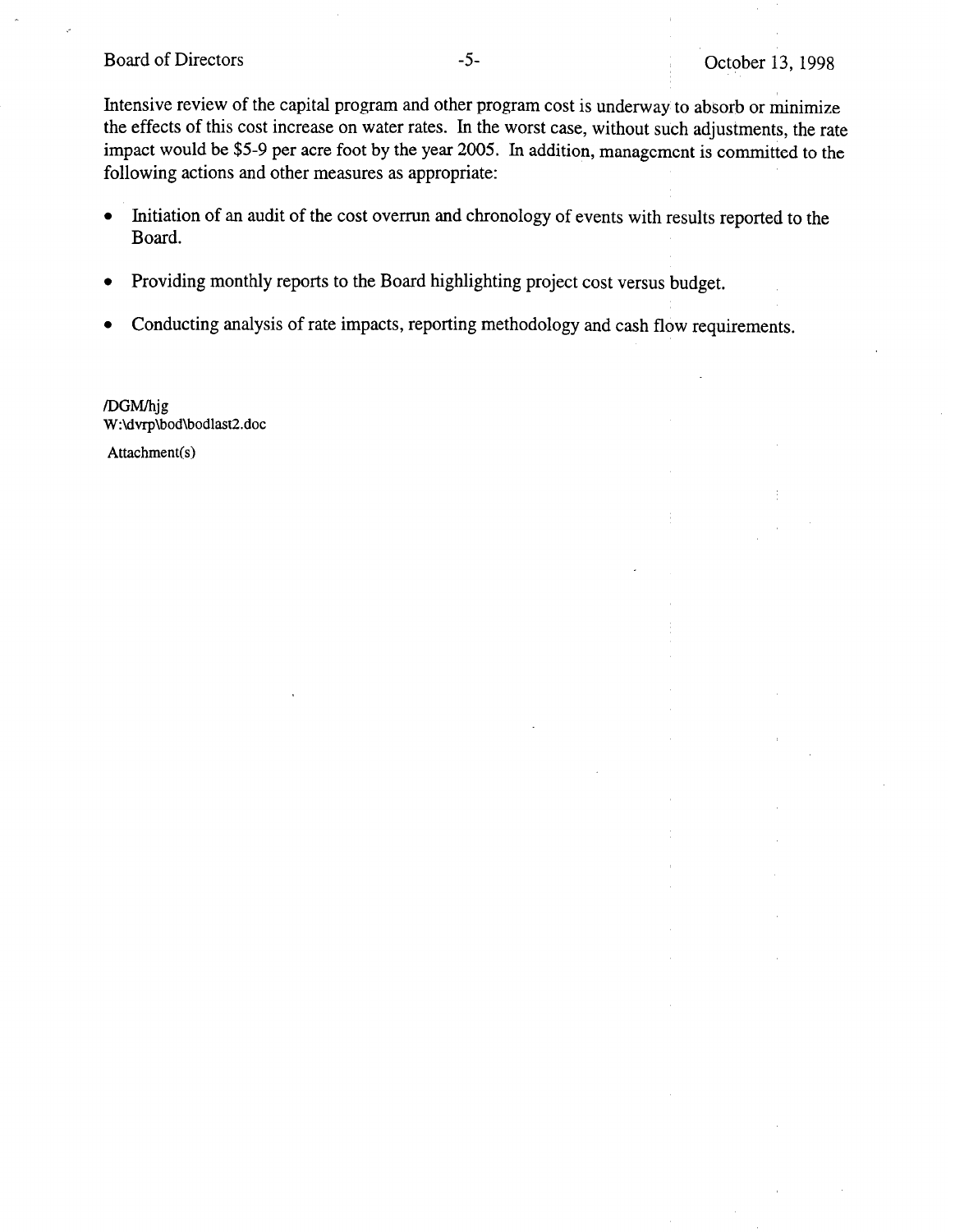Intensive review of the capital program and other program cost is underway to absorb or minimize the effects of this cost increase on water rates. In the worst case, without such adjustments, the rate impact would be $5-9 per acre foot by the year 2005. In addition, management is committed to the following actions and other measures as appropriate:

- Initiation of an audit of the cost overrun and chronology of events with results reported to the Board.
- Providing monthly reports to the Board highlighting project cost versus budget.
- Conducting analysis of rate impacts, reporting methodology and cash flow requirements.

/DGM/hjg
W:\dvrp\bod\bodlast2.doc

Attachment(s)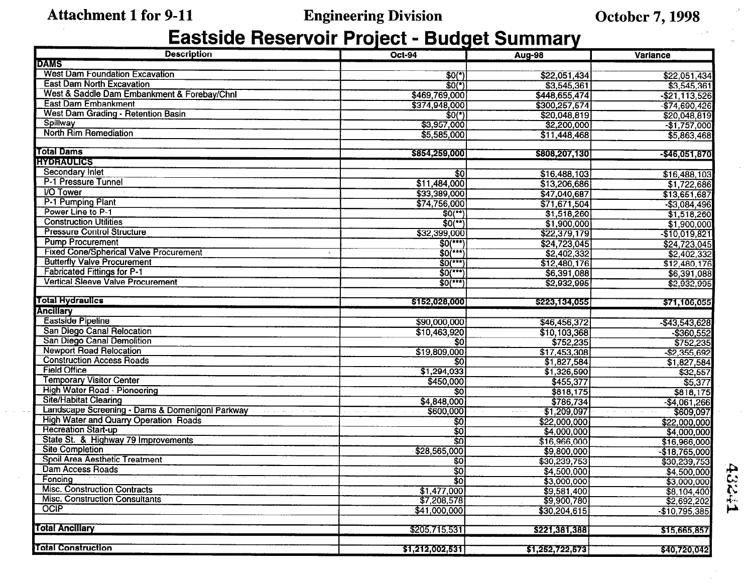Attachment 1 for 9-11 | Engineering Division | October 7, 1998

# Eastside Reservoir Project - Budget Summary

| Description | Oct-94 | Aug-98 | Variance |
|---|---|---|---|
| **DAMS** | | | |
| West Dam Foundation Excavation | $0(*) | $22,051,434 | $22,051,434 |
| East Dam North Excavation | $0(*) | $3,545,361 | $3,545,361 |
| West & Saddle Dam Embankment & Forebay/Chnl | $469,769,000 | $448,655,474 | -$21,113,526 |
| East Dam Embankment | $374,948,000 | $300,257,574 | -$74,690,426 |
| West Dam Grading - Retention Basin | $0(*) | $20,048,819 | $20,048,819 |
| Spillway | $3,957,000 | $2,200,000 | -$1,757,000 |
| North Rim Remediation | $5,585,000 | $11,448,468 | $5,863,468 |
| | | | |
| **Total Dams** | **$854,259,000** | **$808,207,130** | **-$46,051,870** |
| **HYDRAULICS** | | | |
| Secondary Inlet | $0 | $16,488,103 | $16,488,103 |
| P-1 Pressure Tunnel | $11,484,000 | $13,206,686 | $1,722,686 |
| I/O Tower | $33,389,000 | $47,040,687 | $13,651,687 |
| P-1 Pumping Plant | $74,756,000 | $71,671,504 | -$3,084,496 |
| Power Line to P-1 | $0(**) | $1,518,260 | $1,518,260 |
| Construction Utilities | $0(**) | $1,900,000 | $1,900,000 |
| Pressure Control Structure | $32,399,000 | $22,379,179 | -$10,019,821 |
| Pump Procurement | $0(***) | $24,723,045 | $24,723,045 |
| Fixed Cone/Spherical Valve Procurement | $0(***) | $2,402,332 | $2,402,332 |
| Butterfly Valve Procurement | $0(***) | $12,480,176 | $12,480,176 |
| Fabricated Fittings for P-1 | $0(***) | $6,391,088 | $6,391,088 |
| Vertical Sleeve Valve Procurement | $0(***) | $2,932,995 | $2,932,995 |
| | | | |
| **Total Hydraulics** | **$152,028,000** | **$223,134,055** | **$71,106,055** |
| **Ancillary** | | | |
| Eastside Pipeline | $90,000,000 | $46,456,372 | -$43,543,628 |
| San Diego Canal Relocation | $10,463,920 | $10,103,368 | -$360,552 |
| San Diego Canal Demolition | $0 | $752,235 | $752,235 |
| Newport Road Relocation | $19,809,000 | $17,453,308 | -$2,355,692 |
| Construction Access Roads | $0 | $1,827,584 | $1,827,584 |
| Field Office | $1,294,033 | $1,326,590 | $32,557 |
| Temporary Visitor Center | $450,000 | $455,377 | $5,377 |
| High Water Road - Pioneering | $0 | $818,175 | $818,175 |
| Site/Habitat Clearing | $4,848,000 | $786,734 | -$4,061,266 |
| Landscape Screening - Dams & Domenigoni Parkway | $600,000 | $1,209,097 | $609,097 |
| High Water and Quarry Operation Roads | $0 | $22,000,000 | $22,000,000 |
| Recreation Start-up | $0 | $4,000,000 | $4,000,000 |
| State St. & Highway 79 Improvements | $0 | $16,966,000 | $16,966,000 |
| Site Completion | $28,565,000 | $9,800,000 | -$18,765,000 |
| Spoil Area Aesthetic Treatment | $0 | $30,239,753 | $30,239,753 |
| Dam Access Roads | $0 | $4,500,000 | $4,500,000 |
| Fencing | $0 | $3,000,000 | $3,000,000 |
| Misc. Construction Contracts | $1,477,000 | $9,581,400 | $8,104,400 |
| Misc. Construction Consultants | $7,208,578 | $9,900,780 | $2,692,202 |
| OCIP | $41,000,000 | $30,204,615 | -$10,795,385 |
| | | | |
| **Total Ancillary** | **$205,715,531** | **$221,381,388** | **$15,665,857** |
| | | | |
| **Total Construction** | **$1,212,002,531** | **$1,252,722,573** | **$40,720,042** |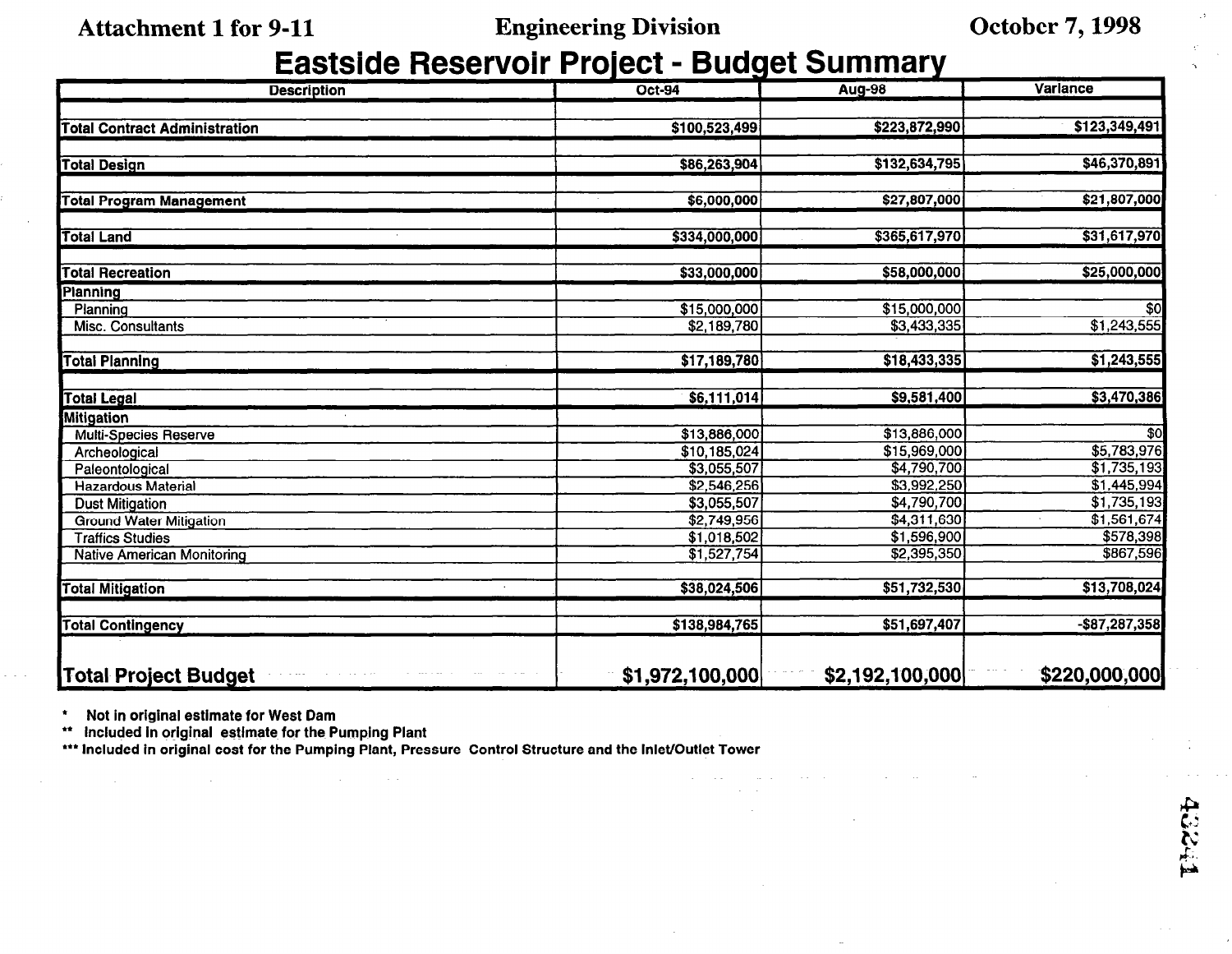Attachment 1 for 9-11 **Engineering Division** October 7, 1998

# Eastside Reservoir Project - Budget Summary

| Description | Oct-94 | Aug-98 | Variance |
|---|---|---|---|
| **Total Contract Administration** | $100,523,499 | $223,872,990 | $123,349,491 |
| **Total Design** | $86,263,904 | $132,634,795 | $46,370,891 |
| **Total Program Management** | $6,000,000 | $27,807,000 | $21,807,000 |
| **Total Land** | $334,000,000 | $365,617,970 | $31,617,970 |
| **Total Recreation** | $33,000,000 | $58,000,000 | $25,000,000 |
| **Planning** | | | |
| Planning | $15,000,000 | $15,000,000 | $0 |
| Misc. Consultants | $2,189,780 | $3,433,335 | $1,243,555 |
| **Total Planning** | $17,189,780 | $18,433,335 | $1,243,555 |
| **Total Legal** | $6,111,014 | $9,581,400 | $3,470,386 |
| **Mitigation** | | | |
| Multi-Species Reserve | $13,886,000 | $13,886,000 | $0 |
| Archeological | $10,185,024 | $15,969,000 | $5,783,976 |
| Paleontological | $3,055,507 | $4,790,700 | $1,735,193 |
| Hazardous Material | $2,546,256 | $3,992,250 | $1,445,994 |
| Dust Mitigation | $3,055,507 | $4,790,700 | $1,735,193 |
| Ground Water Mitigation | $2,749,956 | $4,311,630 | $1,561,674 |
| Traffics Studies | $1,018,502 | $1,596,900 | $578,398 |
| Native American Monitoring | $1,527,754 | $2,395,350 | $867,596 |
| **Total Mitigation** | $38,024,506 | $51,732,530 | $13,708,024 |
| **Total Contingency** | $138,984,765 | $51,697,407 | -$87,287,358 |
| **Total Project Budget** | **$1,972,100,000** | **$2,192,100,000** | **$220,000,000** |

\* Not in original estimate for West Dam

\*\* Included in original estimate for the Pumping Plant

\*\*\* Included in original cost for the Pumping Plant, Pressure Control Structure and the Inlet/Outlet Tower